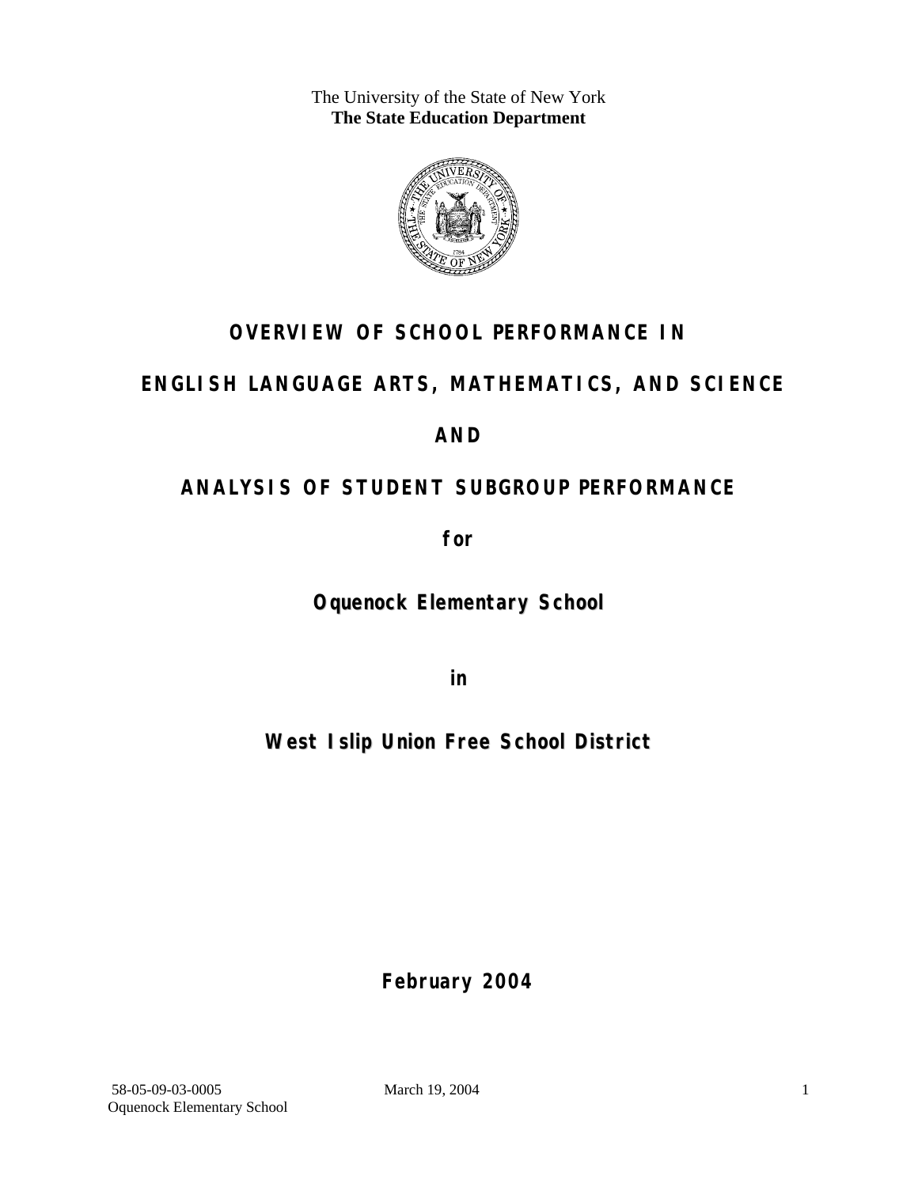The University of the State of New York
**The State Education Department**

# OVERVIEW OF SCHOOL PERFORMANCE IN

# ENGLISH LANGUAGE ARTS, MATHEMATICS, AND SCIENCE

# AND

# ANALYSIS OF STUDENT SUBGROUP PERFORMANCE

**for**

## Oquenock Elementary School

**in**

## West Islip Union Free School District

**February 2004**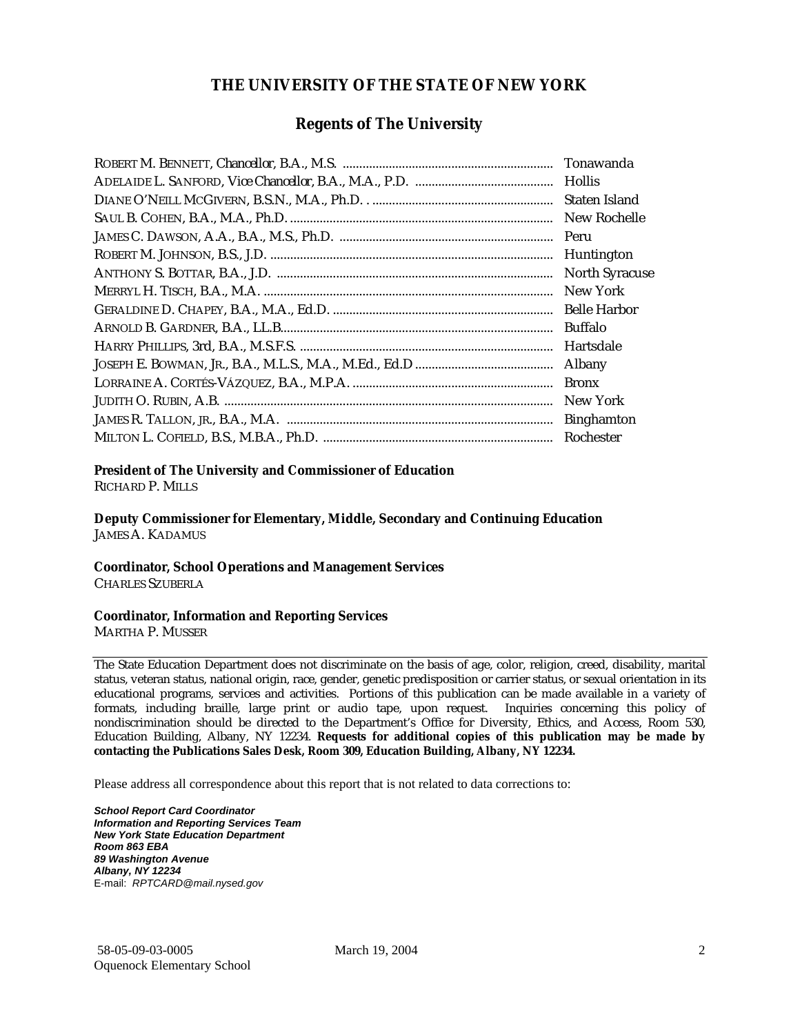# THE UNIVERSITY OF THE STATE OF NEW YORK

## Regents of The University

| | |
|---|---|
| ROBERT M. BENNETT, *Chancellor*, B.A., M.S. | Tonawanda |
| ADELAIDE L. SANFORD, *Vice Chancellor*, B.A., M.A., P.D. | Hollis |
| DIANE O'NEILL MCGIVERN, B.S.N., M.A., Ph.D. | Staten Island |
| SAUL B. COHEN, B.A., M.A., Ph.D. | New Rochelle |
| JAMES C. DAWSON, A.A., B.A., M.S., Ph.D. | Peru |
| ROBERT M. JOHNSON, B.S., J.D. | Huntington |
| ANTHONY S. BOTTAR, B.A., J.D. | North Syracuse |
| MERRYL H. TISCH, B.A., M.A. | New York |
| GERALDINE D. CHAPEY, B.A., M.A., Ed.D. | Belle Harbor |
| ARNOLD B. GARDNER, B.A., LL.B. | Buffalo |
| HARRY PHILLIPS, 3rd, B.A., M.S.F.S. | Hartsdale |
| JOSEPH E. BOWMAN, JR., B.A., M.L.S., M.A., M.Ed., Ed.D | Albany |
| LORRAINE A. CORTÉS-VÁZQUEZ, B.A., M.P.A. | Bronx |
| JUDITH O. RUBIN, A.B. | New York |
| JAMES R. TALLON, JR., B.A., M.A. | Binghamton |
| MILTON L. COFIELD, B.S., M.B.A., Ph.D. | Rochester |

**President of The University and Commissioner of Education**
RICHARD P. MILLS

**Deputy Commissioner for Elementary, Middle, Secondary and Continuing Education**
JAMES A. KADAMUS

**Coordinator, School Operations and Management Services**
CHARLES SZUBERLA

**Coordinator, Information and Reporting Services**
MARTHA P. MUSSER

---

The State Education Department does not discriminate on the basis of age, color, religion, creed, disability, marital status, veteran status, national origin, race, gender, genetic predisposition or carrier status, or sexual orientation in its educational programs, services and activities. Portions of this publication can be made available in a variety of formats, including braille, large print or audio tape, upon request. Inquiries concerning this policy of nondiscrimination should be directed to the Department's Office for Diversity, Ethics, and Access, Room 530, Education Building, Albany, NY 12234. **Requests for additional copies of this publication may be made by contacting the Publications Sales Desk, Room 309, Education Building, Albany, NY 12234.**

Please address all correspondence about this report that is not related to data corrections to:

***School Report Card Coordinator***
***Information and Reporting Services Team***
***New York State Education Department***
***Room 863 EBA***
***89 Washington Avenue***
***Albany, NY 12234***
E-mail: *RPTCARD@mail.nysed.gov*

58-05-09-03-0005 March 19, 2004
Oquenock Elementary School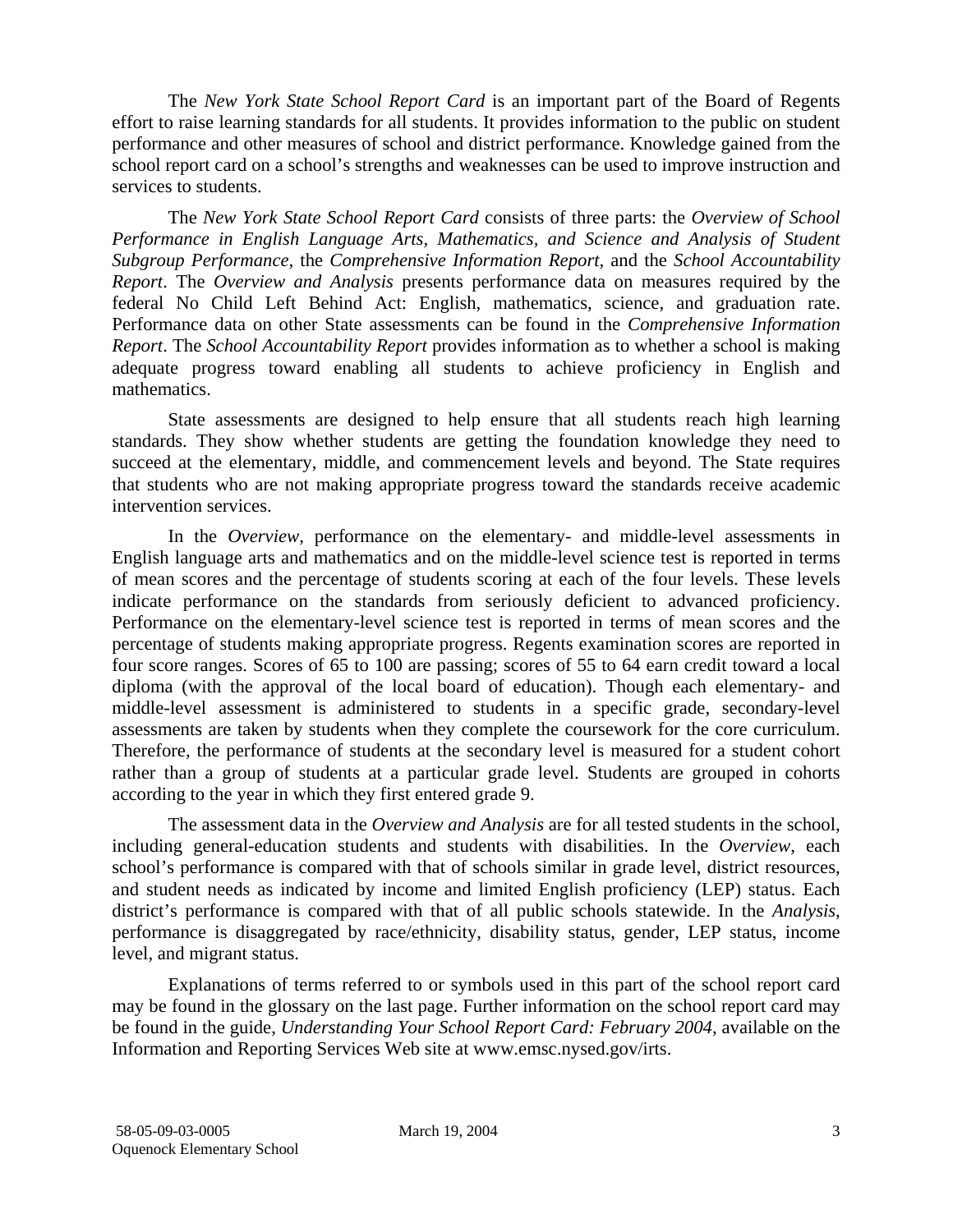The *New York State School Report Card* is an important part of the Board of Regents effort to raise learning standards for all students. It provides information to the public on student performance and other measures of school and district performance. Knowledge gained from the school report card on a school's strengths and weaknesses can be used to improve instruction and services to students.

The *New York State School Report Card* consists of three parts: the *Overview of School Performance in English Language Arts, Mathematics, and Science and Analysis of Student Subgroup Performance,* the *Comprehensive Information Report,* and the *School Accountability Report*. The *Overview and Analysis* presents performance data on measures required by the federal No Child Left Behind Act: English, mathematics, science, and graduation rate. Performance data on other State assessments can be found in the *Comprehensive Information Report*. The *School Accountability Report* provides information as to whether a school is making adequate progress toward enabling all students to achieve proficiency in English and mathematics.

State assessments are designed to help ensure that all students reach high learning standards. They show whether students are getting the foundation knowledge they need to succeed at the elementary, middle, and commencement levels and beyond. The State requires that students who are not making appropriate progress toward the standards receive academic intervention services.

In the *Overview*, performance on the elementary- and middle-level assessments in English language arts and mathematics and on the middle-level science test is reported in terms of mean scores and the percentage of students scoring at each of the four levels. These levels indicate performance on the standards from seriously deficient to advanced proficiency. Performance on the elementary-level science test is reported in terms of mean scores and the percentage of students making appropriate progress. Regents examination scores are reported in four score ranges. Scores of 65 to 100 are passing; scores of 55 to 64 earn credit toward a local diploma (with the approval of the local board of education). Though each elementary- and middle-level assessment is administered to students in a specific grade, secondary-level assessments are taken by students when they complete the coursework for the core curriculum. Therefore, the performance of students at the secondary level is measured for a student cohort rather than a group of students at a particular grade level. Students are grouped in cohorts according to the year in which they first entered grade 9.

The assessment data in the *Overview and Analysis* are for all tested students in the school, including general-education students and students with disabilities. In the *Overview*, each school's performance is compared with that of schools similar in grade level, district resources, and student needs as indicated by income and limited English proficiency (LEP) status. Each district's performance is compared with that of all public schools statewide. In the *Analysis*, performance is disaggregated by race/ethnicity, disability status, gender, LEP status, income level, and migrant status.

Explanations of terms referred to or symbols used in this part of the school report card may be found in the glossary on the last page. Further information on the school report card may be found in the guide, *Understanding Your School Report Card: February 2004*, available on the Information and Reporting Services Web site at www.emsc.nysed.gov/irts.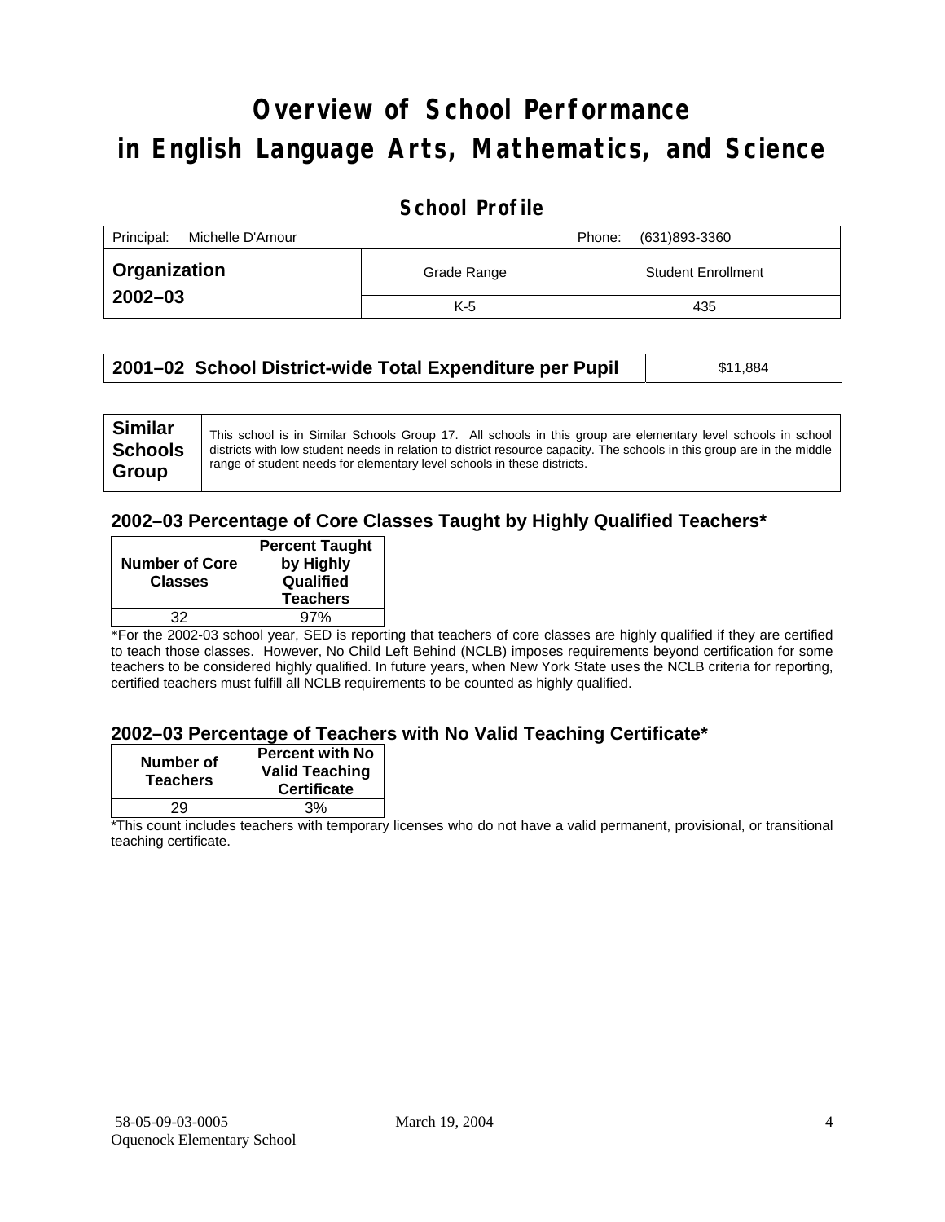# Overview of School Performance in English Language Arts, Mathematics, and Science

## School Profile

| Principal: Michelle D'Amour | | Phone: (631)893-3360 |
|---|---|---|
| **Organization 2002–03** | Grade Range | Student Enrollment |
| | K-5 | 435 |

| **2001–02 School District-wide Total Expenditure per Pupil** | $11,884 |
|---|---|

| **Similar Schools Group** | This school is in Similar Schools Group 17. All schools in this group are elementary level schools in school districts with low student needs in relation to district resource capacity. The schools in this group are in the middle range of student needs for elementary level schools in these districts. |
|---|---|

### 2002–03 Percentage of Core Classes Taught by Highly Qualified Teachers*

| Number of Core Classes | Percent Taught by Highly Qualified Teachers |
|---|---|
| 32 | 97% |

*For the 2002-03 school year, SED is reporting that teachers of core classes are highly qualified if they are certified to teach those classes. However, No Child Left Behind (NCLB) imposes requirements beyond certification for some teachers to be considered highly qualified. In future years, when New York State uses the NCLB criteria for reporting, certified teachers must fulfill all NCLB requirements to be counted as highly qualified.

### 2002–03 Percentage of Teachers with No Valid Teaching Certificate*

| Number of Teachers | Percent with No Valid Teaching Certificate |
|---|---|
| 29 | 3% |

*This count includes teachers with temporary licenses who do not have a valid permanent, provisional, or transitional teaching certificate.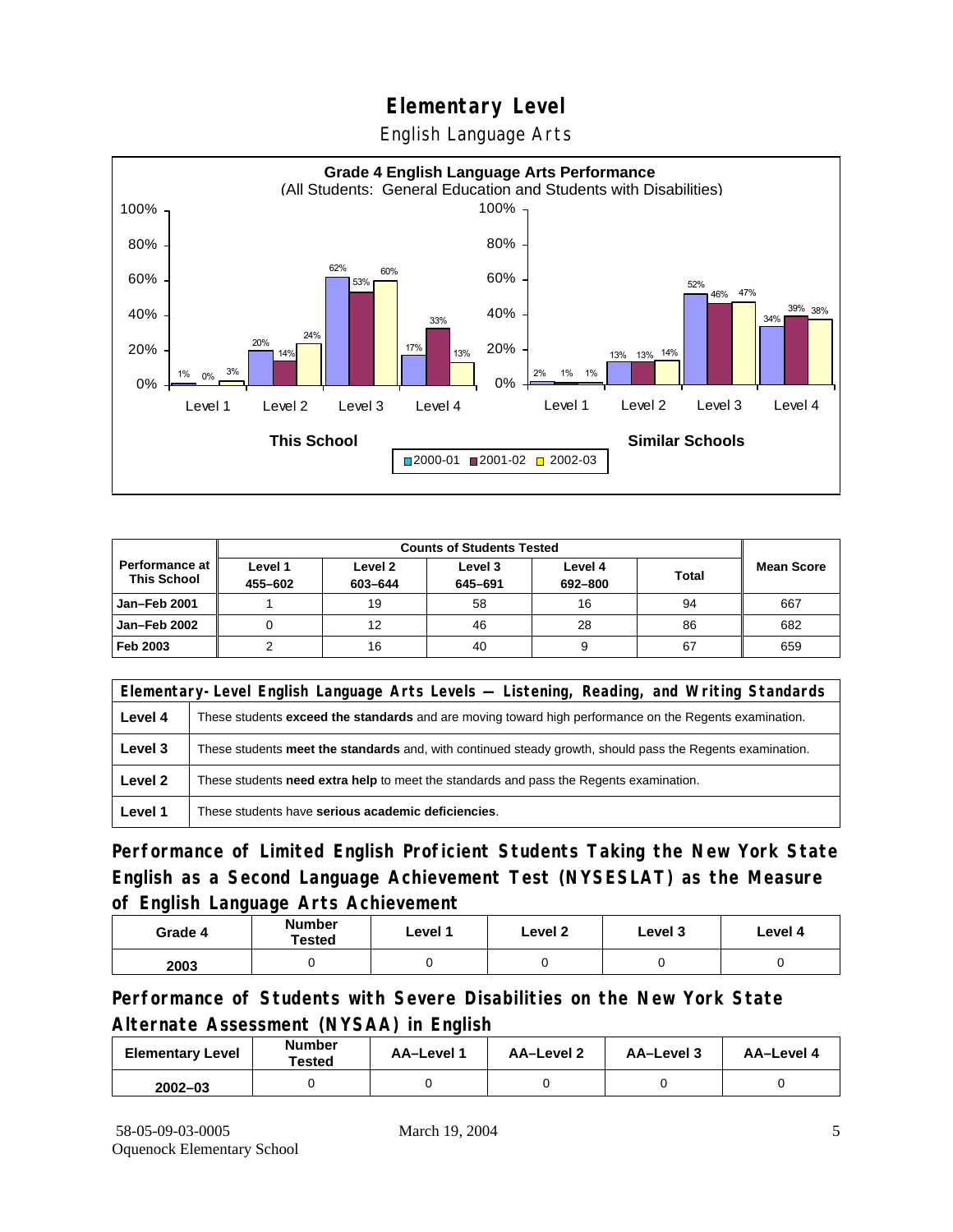# Elementary Level

## English Language Arts

**Grade 4 English Language Arts Performance**
(All Students: General Education and Students with Disabilities)

| | This School 2000-01 | This School 2001-02 | This School 2002-03 | Similar Schools 2000-01 | Similar Schools 2001-02 | Similar Schools 2002-03 |
|---|---|---|---|---|---|---|
| Level 1 | 1% | 0% | 3% | 2% | 1% | 1% |
| Level 2 | 20% | 14% | 24% | 13% | 13% | 14% |
| Level 3 | 62% | 53% | 60% | 52% | 46% | 47% |
| Level 4 | 17% | 33% | 13% | 34% | 39% | 38% |

| Performance at This School | Counts of Students Tested | | | | | Mean Score |
|---|---|---|---|---|---|---|
| | Level 1 455–602 | Level 2 603–644 | Level 3 645–691 | Level 4 692–800 | Total | |
| Jan–Feb 2001 | 1 | 19 | 58 | 16 | 94 | 667 |
| Jan–Feb 2002 | 0 | 12 | 46 | 28 | 86 | 682 |
| Feb 2003 | 2 | 16 | 40 | 9 | 67 | 659 |

| Elementary-Level English Language Arts Levels — Listening, Reading, and Writing Standards | |
|---|---|
| Level 4 | These students **exceed the standards** and are moving toward high performance on the Regents examination. |
| Level 3 | These students **meet the standards** and, with continued steady growth, should pass the Regents examination. |
| Level 2 | These students **need extra help** to meet the standards and pass the Regents examination. |
| Level 1 | These students have **serious academic deficiencies**. |

## Performance of Limited English Proficient Students Taking the New York State English as a Second Language Achievement Test (NYSESLAT) as the Measure of English Language Arts Achievement

| Grade 4 | Number Tested | Level 1 | Level 2 | Level 3 | Level 4 |
|---|---|---|---|---|---|
| 2003 | 0 | 0 | 0 | 0 | 0 |

## Performance of Students with Severe Disabilities on the New York State Alternate Assessment (NYSAA) in English

| Elementary Level | Number Tested | AA–Level 1 | AA–Level 2 | AA–Level 3 | AA–Level 4 |
|---|---|---|---|---|---|
| 2002–03 | 0 | 0 | 0 | 0 | 0 |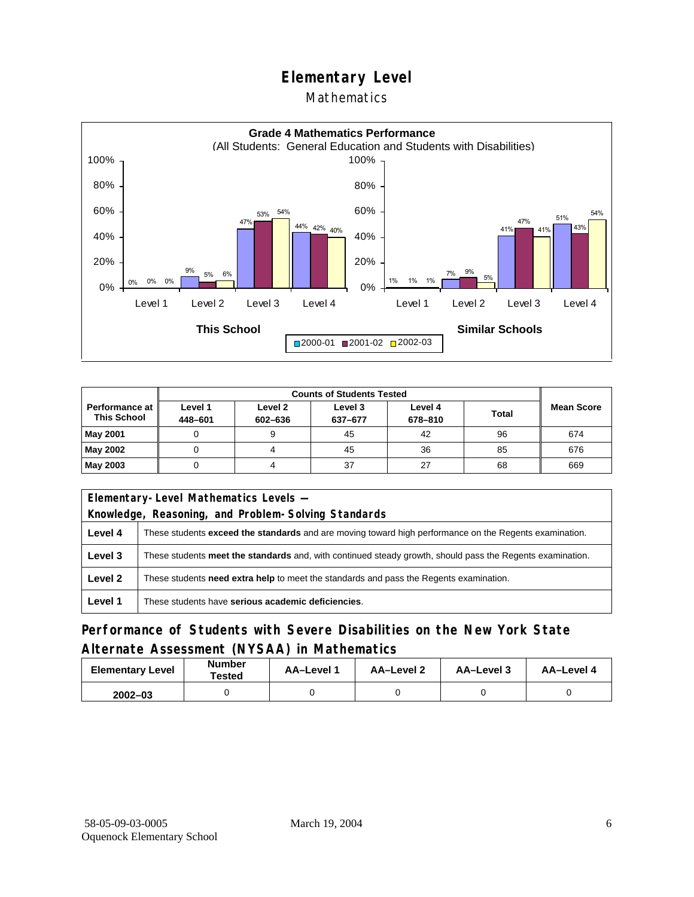# Elementary Level

## Mathematics

**Grade 4 Mathematics Performance**
(All Students: General Education and Students with Disabilities)

| | This School 2000-01 | This School 2001-02 | This School 2002-03 | Similar Schools 2000-01 | Similar Schools 2001-02 | Similar Schools 2002-03 |
|---|---|---|---|---|---|---|
| Level 1 | 0% | 0% | 0% | 1% | 1% | 1% |
| Level 2 | 9% | 5% | 6% | 7% | 9% | 5% |
| Level 3 | 47% | 53% | 54% | 41% | 47% | 41% |
| Level 4 | 44% | 42% | 40% | 51% | 43% | 54% |

| Performance at This School | Counts of Students Tested | | | | | Mean Score |
|---|---|---|---|---|---|---|
| | Level 1 448–601 | Level 2 602–636 | Level 3 637–677 | Level 4 678–810 | Total | |
| **May 2001** | 0 | 9 | 45 | 42 | 96 | 674 |
| **May 2002** | 0 | 4 | 45 | 36 | 85 | 676 |
| **May 2003** | 0 | 4 | 37 | 27 | 68 | 669 |

| Elementary-Level Mathematics Levels — Knowledge, Reasoning, and Problem-Solving Standards | |
|---|---|
| **Level 4** | These students **exceed the standards** and are moving toward high performance on the Regents examination. |
| **Level 3** | These students **meet the standards** and, with continued steady growth, should pass the Regents examination. |
| **Level 2** | These students **need extra help** to meet the standards and pass the Regents examination. |
| **Level 1** | These students have **serious academic deficiencies**. |

## Performance of Students with Severe Disabilities on the New York State Alternate Assessment (NYSAA) in Mathematics

| Elementary Level | Number Tested | AA–Level 1 | AA–Level 2 | AA–Level 3 | AA–Level 4 |
|---|---|---|---|---|---|
| **2002–03** | 0 | 0 | 0 | 0 | 0 |

58-05-09-03-0005
Oquenock Elementary School

March 19, 2004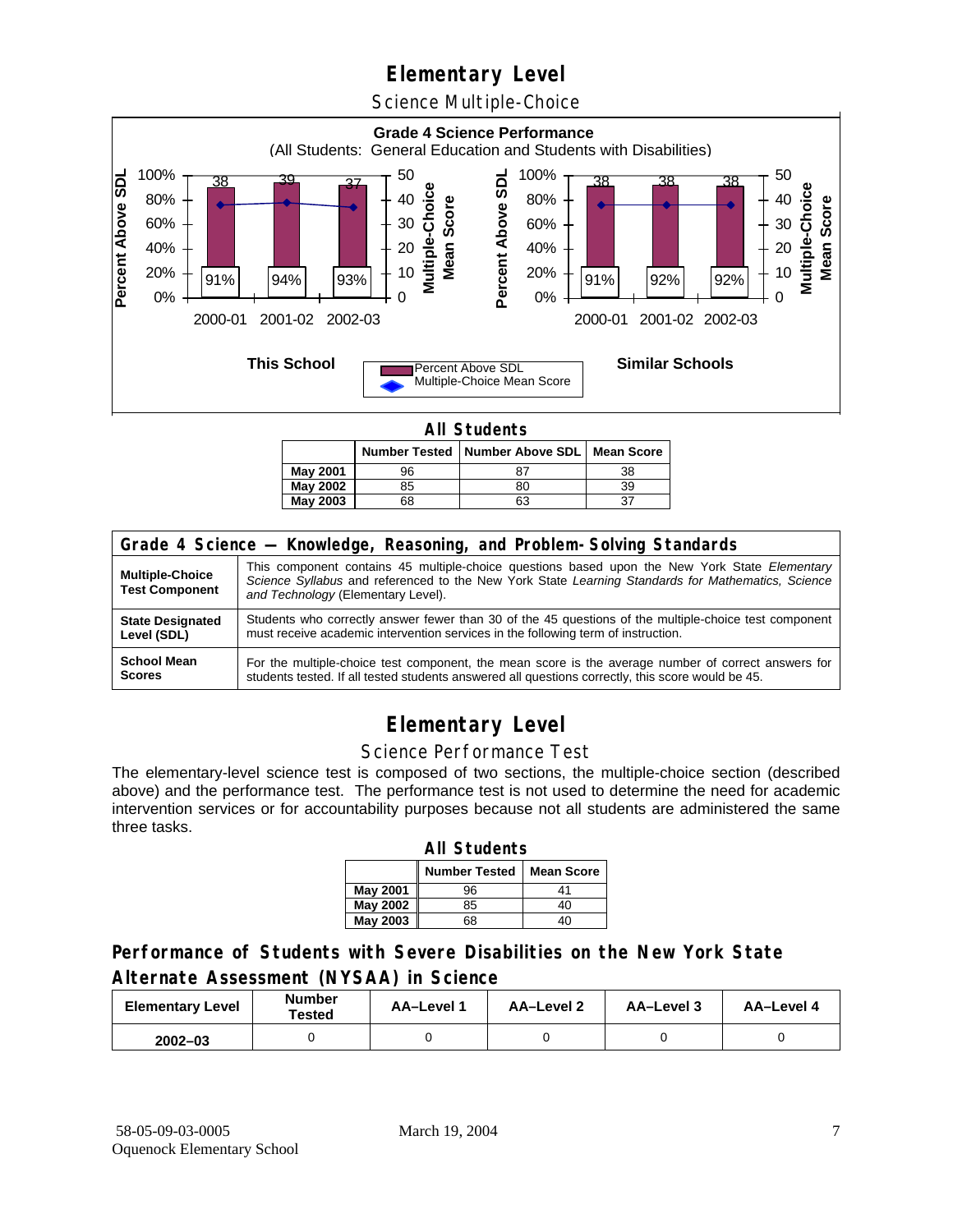# Elementary Level

## Science Multiple-Choice

**Grade 4 Science Performance**
(All Students: General Education and Students with Disabilities)

**This School**

| | 2000-01 | 2001-02 | 2002-03 |
|---|---|---|---|
| Percent Above SDL | 91% | 94% | 93% |
| Multiple-Choice Mean Score | 38 | 39 | 37 |

**Similar Schools**

| | 2000-01 | 2001-02 | 2002-03 |
|---|---|---|---|
| Percent Above SDL | 91% | 92% | 92% |
| Multiple-Choice Mean Score | 38 | 38 | 38 |

**All Students**

| | Number Tested | Number Above SDL | Mean Score |
|---|---|---|---|
| May 2001 | 96 | 87 | 38 |
| May 2002 | 85 | 80 | 39 |
| May 2003 | 68 | 63 | 37 |

| Grade 4 Science — Knowledge, Reasoning, and Problem-Solving Standards | |
|---|---|
| **Multiple-Choice Test Component** | This component contains 45 multiple-choice questions based upon the New York State *Elementary Science Syllabus* and referenced to the New York State *Learning Standards for Mathematics, Science and Technology* (Elementary Level). |
| **State Designated Level (SDL)** | Students who correctly answer fewer than 30 of the 45 questions of the multiple-choice test component must receive academic intervention services in the following term of instruction. |
| **School Mean Scores** | For the multiple-choice test component, the mean score is the average number of correct answers for students tested. If all tested students answered all questions correctly, this score would be 45. |

# Elementary Level

## Science Performance Test

The elementary-level science test is composed of two sections, the multiple-choice section (described above) and the performance test. The performance test is not used to determine the need for academic intervention services or for accountability purposes because not all students are administered the same three tasks.

**All Students**

| | Number Tested | Mean Score |
|---|---|---|
| May 2001 | 96 | 41 |
| May 2002 | 85 | 40 |
| May 2003 | 68 | 40 |

## Performance of Students with Severe Disabilities on the New York State Alternate Assessment (NYSAA) in Science

| Elementary Level | Number Tested | AA–Level 1 | AA–Level 2 | AA–Level 3 | AA–Level 4 |
|---|---|---|---|---|---|
| 2002–03 | 0 | 0 | 0 | 0 | 0 |

58-05-09-03-0005
Oquenock Elementary School
March 19, 2004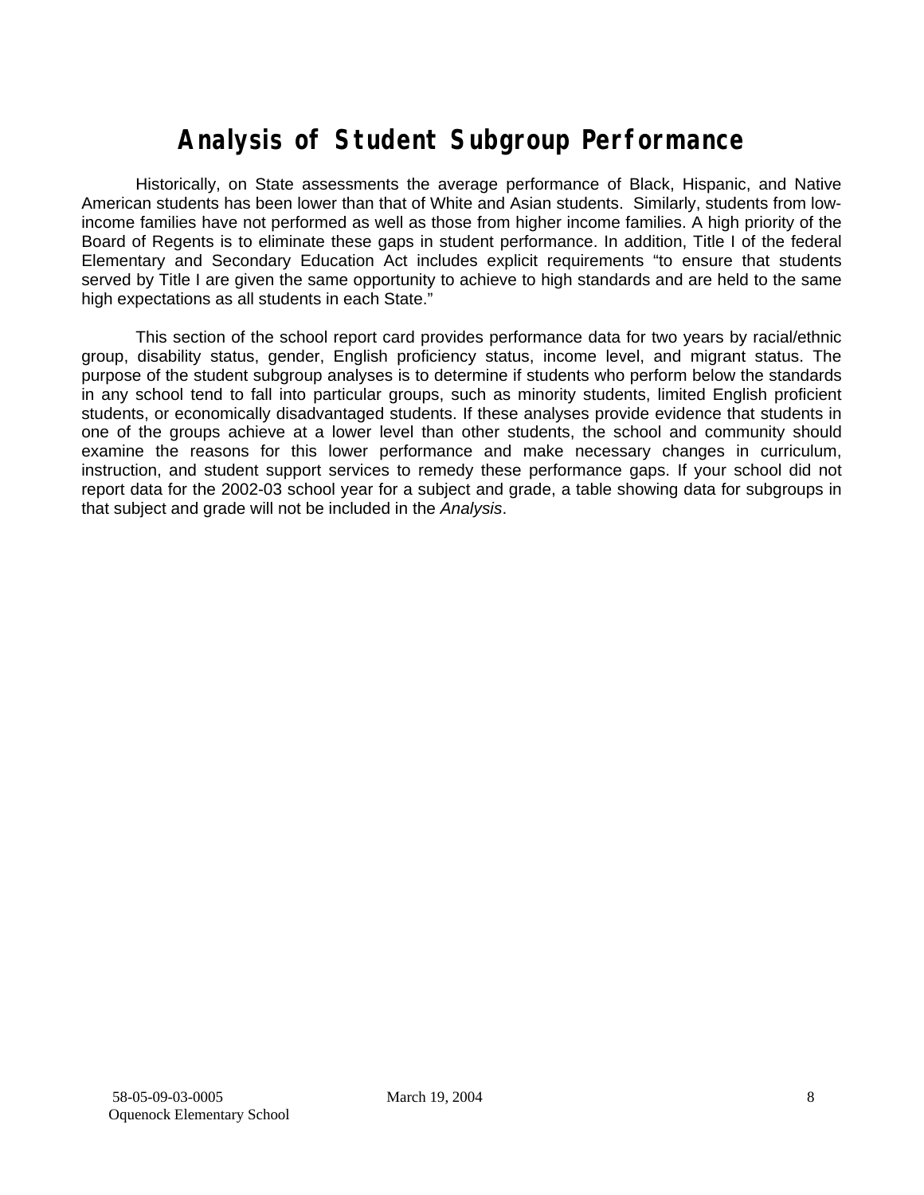# Analysis of Student Subgroup Performance

Historically, on State assessments the average performance of Black, Hispanic, and Native American students has been lower than that of White and Asian students. Similarly, students from low-income families have not performed as well as those from higher income families. A high priority of the Board of Regents is to eliminate these gaps in student performance. In addition, Title I of the federal Elementary and Secondary Education Act includes explicit requirements "to ensure that students served by Title I are given the same opportunity to achieve to high standards and are held to the same high expectations as all students in each State."

This section of the school report card provides performance data for two years by racial/ethnic group, disability status, gender, English proficiency status, income level, and migrant status. The purpose of the student subgroup analyses is to determine if students who perform below the standards in any school tend to fall into particular groups, such as minority students, limited English proficient students, or economically disadvantaged students. If these analyses provide evidence that students in one of the groups achieve at a lower level than other students, the school and community should examine the reasons for this lower performance and make necessary changes in curriculum, instruction, and student support services to remedy these performance gaps. If your school did not report data for the 2002-03 school year for a subject and grade, a table showing data for subgroups in that subject and grade will not be included in the *Analysis*.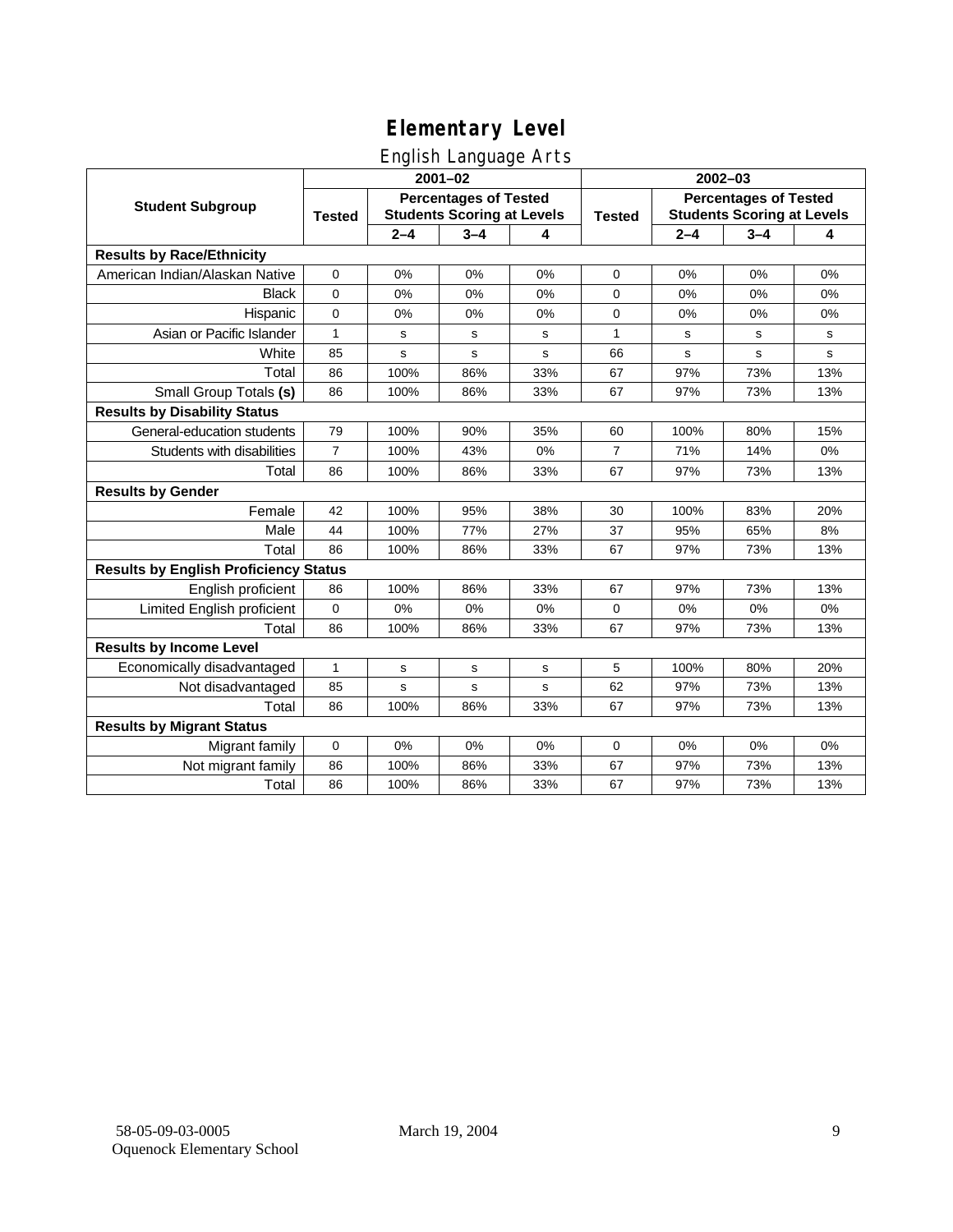# Elementary Level

## English Language Arts

| Student Subgroup | 2001–02 | | | | 2002–03 | | | |
|---|---|---|---|---|---|---|---|---|
| | Tested | Percentages of Tested Students Scoring at Levels | | | Tested | Percentages of Tested Students Scoring at Levels | | |
| | | 2–4 | 3–4 | 4 | | 2–4 | 3–4 | 4 |
| **Results by Race/Ethnicity** | | | | | | | | |
| American Indian/Alaskan Native | 0 | 0% | 0% | 0% | 0 | 0% | 0% | 0% |
| Black | 0 | 0% | 0% | 0% | 0 | 0% | 0% | 0% |
| Hispanic | 0 | 0% | 0% | 0% | 0 | 0% | 0% | 0% |
| Asian or Pacific Islander | 1 | s | s | s | 1 | s | s | s |
| White | 85 | s | s | s | 66 | s | s | s |
| Total | 86 | 100% | 86% | 33% | 67 | 97% | 73% | 13% |
| Small Group Totals **(s)** | 86 | 100% | 86% | 33% | 67 | 97% | 73% | 13% |
| **Results by Disability Status** | | | | | | | | |
| General-education students | 79 | 100% | 90% | 35% | 60 | 100% | 80% | 15% |
| Students with disabilities | 7 | 100% | 43% | 0% | 7 | 71% | 14% | 0% |
| Total | 86 | 100% | 86% | 33% | 67 | 97% | 73% | 13% |
| **Results by Gender** | | | | | | | | |
| Female | 42 | 100% | 95% | 38% | 30 | 100% | 83% | 20% |
| Male | 44 | 100% | 77% | 27% | 37 | 95% | 65% | 8% |
| Total | 86 | 100% | 86% | 33% | 67 | 97% | 73% | 13% |
| **Results by English Proficiency Status** | | | | | | | | |
| English proficient | 86 | 100% | 86% | 33% | 67 | 97% | 73% | 13% |
| Limited English proficient | 0 | 0% | 0% | 0% | 0 | 0% | 0% | 0% |
| Total | 86 | 100% | 86% | 33% | 67 | 97% | 73% | 13% |
| **Results by Income Level** | | | | | | | | |
| Economically disadvantaged | 1 | s | s | s | 5 | 100% | 80% | 20% |
| Not disadvantaged | 85 | s | s | s | 62 | 97% | 73% | 13% |
| Total | 86 | 100% | 86% | 33% | 67 | 97% | 73% | 13% |
| **Results by Migrant Status** | | | | | | | | |
| Migrant family | 0 | 0% | 0% | 0% | 0 | 0% | 0% | 0% |
| Not migrant family | 86 | 100% | 86% | 33% | 67 | 97% | 73% | 13% |
| Total | 86 | 100% | 86% | 33% | 67 | 97% | 73% | 13% |

58-05-09-03-0005
Oquenock Elementary School

March 19, 2004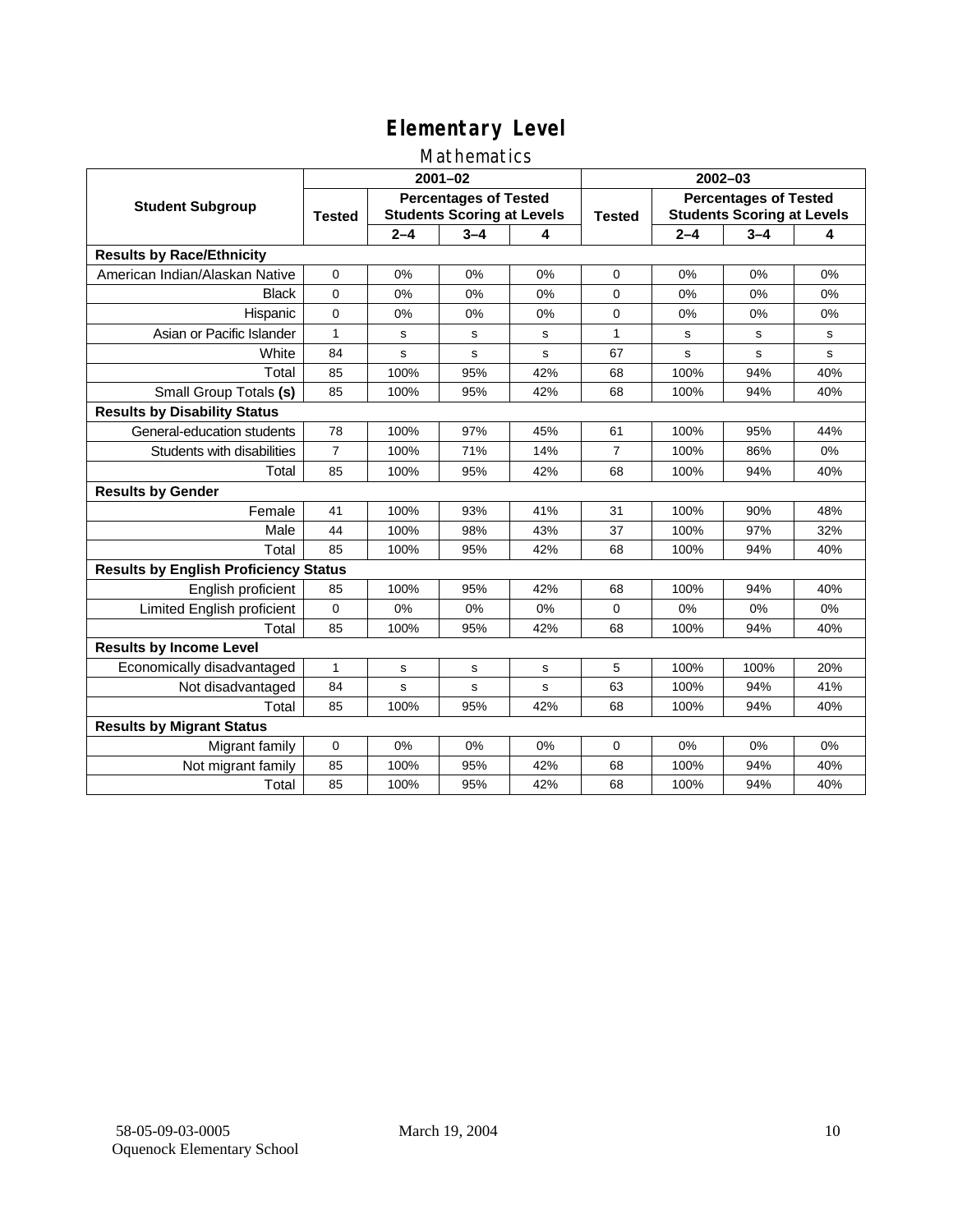# Elementary Level

## Mathematics

| Student Subgroup | 2001–02 | | | | 2002–03 | | | |
|---|---|---|---|---|---|---|---|---|
| | Tested | Percentages of Tested Students Scoring at Levels | | | Tested | Percentages of Tested Students Scoring at Levels | | |
| | | 2–4 | 3–4 | 4 | | 2–4 | 3–4 | 4 |
| **Results by Race/Ethnicity** | | | | | | | | |
| American Indian/Alaskan Native | 0 | 0% | 0% | 0% | 0 | 0% | 0% | 0% |
| Black | 0 | 0% | 0% | 0% | 0 | 0% | 0% | 0% |
| Hispanic | 0 | 0% | 0% | 0% | 0 | 0% | 0% | 0% |
| Asian or Pacific Islander | 1 | s | s | s | 1 | s | s | s |
| White | 84 | s | s | s | 67 | s | s | s |
| Total | 85 | 100% | 95% | 42% | 68 | 100% | 94% | 40% |
| Small Group Totals **(s)** | 85 | 100% | 95% | 42% | 68 | 100% | 94% | 40% |
| **Results by Disability Status** | | | | | | | | |
| General-education students | 78 | 100% | 97% | 45% | 61 | 100% | 95% | 44% |
| Students with disabilities | 7 | 100% | 71% | 14% | 7 | 100% | 86% | 0% |
| Total | 85 | 100% | 95% | 42% | 68 | 100% | 94% | 40% |
| **Results by Gender** | | | | | | | | |
| Female | 41 | 100% | 93% | 41% | 31 | 100% | 90% | 48% |
| Male | 44 | 100% | 98% | 43% | 37 | 100% | 97% | 32% |
| Total | 85 | 100% | 95% | 42% | 68 | 100% | 94% | 40% |
| **Results by English Proficiency Status** | | | | | | | | |
| English proficient | 85 | 100% | 95% | 42% | 68 | 100% | 94% | 40% |
| Limited English proficient | 0 | 0% | 0% | 0% | 0 | 0% | 0% | 0% |
| Total | 85 | 100% | 95% | 42% | 68 | 100% | 94% | 40% |
| **Results by Income Level** | | | | | | | | |
| Economically disadvantaged | 1 | s | s | s | 5 | 100% | 100% | 20% |
| Not disadvantaged | 84 | s | s | s | 63 | 100% | 94% | 41% |
| Total | 85 | 100% | 95% | 42% | 68 | 100% | 94% | 40% |
| **Results by Migrant Status** | | | | | | | | |
| Migrant family | 0 | 0% | 0% | 0% | 0 | 0% | 0% | 0% |
| Not migrant family | 85 | 100% | 95% | 42% | 68 | 100% | 94% | 40% |
| Total | 85 | 100% | 95% | 42% | 68 | 100% | 94% | 40% |

58-05-09-03-0005
Oquenock Elementary School

March 19, 2004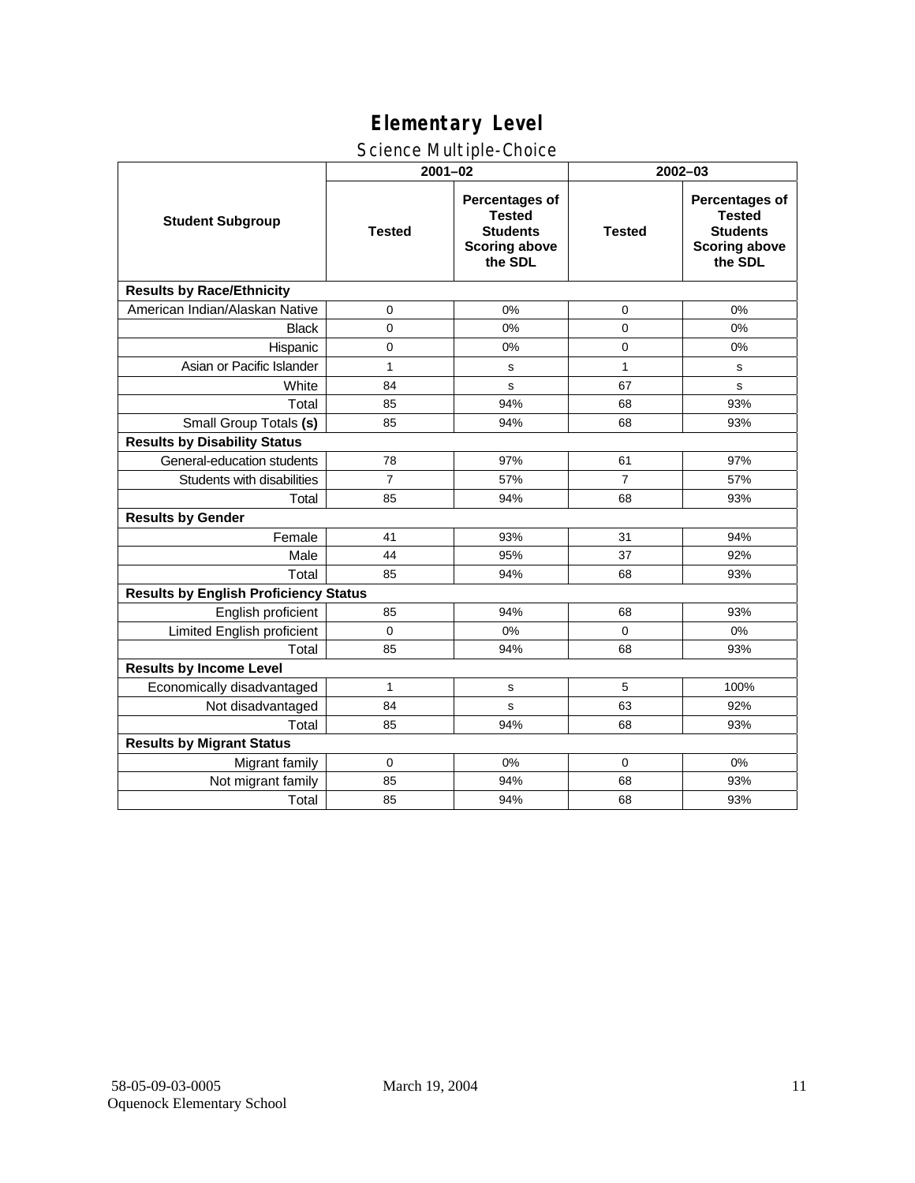# Elementary Level

## Science Multiple-Choice

| Student Subgroup | 2001–02 | | 2002–03 | |
|---|---|---|---|---|
| | Tested | Percentages of Tested Students Scoring above the SDL | Tested | Percentages of Tested Students Scoring above the SDL |
| **Results by Race/Ethnicity** | | | | |
| American Indian/Alaskan Native | 0 | 0% | 0 | 0% |
| Black | 0 | 0% | 0 | 0% |
| Hispanic | 0 | 0% | 0 | 0% |
| Asian or Pacific Islander | 1 | s | 1 | s |
| White | 84 | s | 67 | s |
| Total | 85 | 94% | 68 | 93% |
| Small Group Totals **(s)** | 85 | 94% | 68 | 93% |
| **Results by Disability Status** | | | | |
| General-education students | 78 | 97% | 61 | 97% |
| Students with disabilities | 7 | 57% | 7 | 57% |
| Total | 85 | 94% | 68 | 93% |
| **Results by Gender** | | | | |
| Female | 41 | 93% | 31 | 94% |
| Male | 44 | 95% | 37 | 92% |
| Total | 85 | 94% | 68 | 93% |
| **Results by English Proficiency Status** | | | | |
| English proficient | 85 | 94% | 68 | 93% |
| Limited English proficient | 0 | 0% | 0 | 0% |
| Total | 85 | 94% | 68 | 93% |
| **Results by Income Level** | | | | |
| Economically disadvantaged | 1 | s | 5 | 100% |
| Not disadvantaged | 84 | s | 63 | 92% |
| Total | 85 | 94% | 68 | 93% |
| **Results by Migrant Status** | | | | |
| Migrant family | 0 | 0% | 0 | 0% |
| Not migrant family | 85 | 94% | 68 | 93% |
| Total | 85 | 94% | 68 | 93% |

58-05-09-03-0005
Oquenock Elementary School

March 19, 2004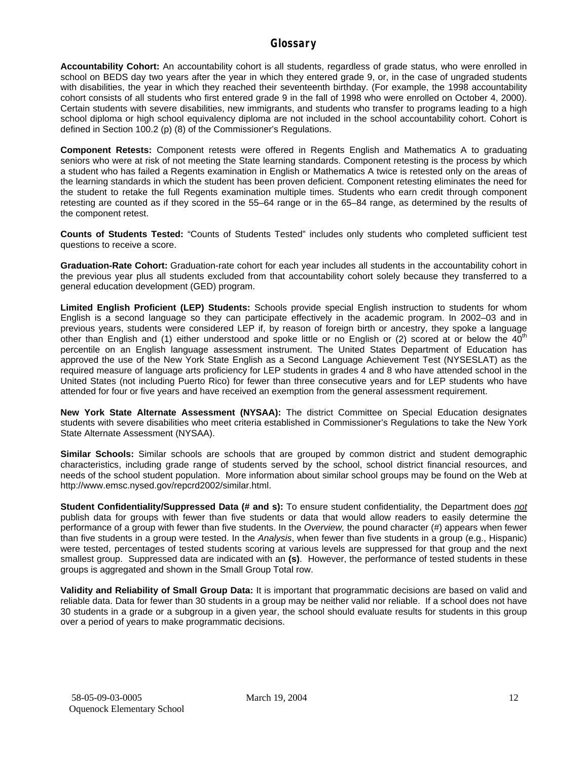## Glossary

**Accountability Cohort:** An accountability cohort is all students, regardless of grade status, who were enrolled in school on BEDS day two years after the year in which they entered grade 9, or, in the case of ungraded students with disabilities, the year in which they reached their seventeenth birthday. (For example, the 1998 accountability cohort consists of all students who first entered grade 9 in the fall of 1998 who were enrolled on October 4, 2000). Certain students with severe disabilities, new immigrants, and students who transfer to programs leading to a high school diploma or high school equivalency diploma are not included in the school accountability cohort. Cohort is defined in Section 100.2 (p) (8) of the Commissioner's Regulations.

**Component Retests:** Component retests were offered in Regents English and Mathematics A to graduating seniors who were at risk of not meeting the State learning standards. Component retesting is the process by which a student who has failed a Regents examination in English or Mathematics A twice is retested only on the areas of the learning standards in which the student has been proven deficient. Component retesting eliminates the need for the student to retake the full Regents examination multiple times. Students who earn credit through component retesting are counted as if they scored in the 55–64 range or in the 65–84 range, as determined by the results of the component retest.

**Counts of Students Tested:** "Counts of Students Tested" includes only students who completed sufficient test questions to receive a score.

**Graduation-Rate Cohort:** Graduation-rate cohort for each year includes all students in the accountability cohort in the previous year plus all students excluded from that accountability cohort solely because they transferred to a general education development (GED) program.

**Limited English Proficient (LEP) Students:** Schools provide special English instruction to students for whom English is a second language so they can participate effectively in the academic program. In 2002–03 and in previous years, students were considered LEP if, by reason of foreign birth or ancestry, they spoke a language other than English and (1) either understood and spoke little or no English or (2) scored at or below the 40th percentile on an English language assessment instrument. The United States Department of Education has approved the use of the New York State English as a Second Language Achievement Test (NYSESLAT) as the required measure of language arts proficiency for LEP students in grades 4 and 8 who have attended school in the United States (not including Puerto Rico) for fewer than three consecutive years and for LEP students who have attended for four or five years and have received an exemption from the general assessment requirement.

**New York State Alternate Assessment (NYSAA):** The district Committee on Special Education designates students with severe disabilities who meet criteria established in Commissioner's Regulations to take the New York State Alternate Assessment (NYSAA).

**Similar Schools:** Similar schools are schools that are grouped by common district and student demographic characteristics, including grade range of students served by the school, school district financial resources, and needs of the school student population. More information about similar school groups may be found on the Web at http://www.emsc.nysed.gov/repcrd2002/similar.html.

**Student Confidentiality/Suppressed Data (# and s):** To ensure student confidentiality, the Department does *not* publish data for groups with fewer than five students or data that would allow readers to easily determine the performance of a group with fewer than five students. In the *Overview,* the pound character (#) appears when fewer than five students in a group were tested. In the *Analysis*, when fewer than five students in a group (e.g., Hispanic) were tested, percentages of tested students scoring at various levels are suppressed for that group and the next smallest group. Suppressed data are indicated with an **(s)**. However, the performance of tested students in these groups is aggregated and shown in the Small Group Total row.

**Validity and Reliability of Small Group Data:** It is important that programmatic decisions are based on valid and reliable data. Data for fewer than 30 students in a group may be neither valid nor reliable. If a school does not have 30 students in a grade or a subgroup in a given year, the school should evaluate results for students in this group over a period of years to make programmatic decisions.